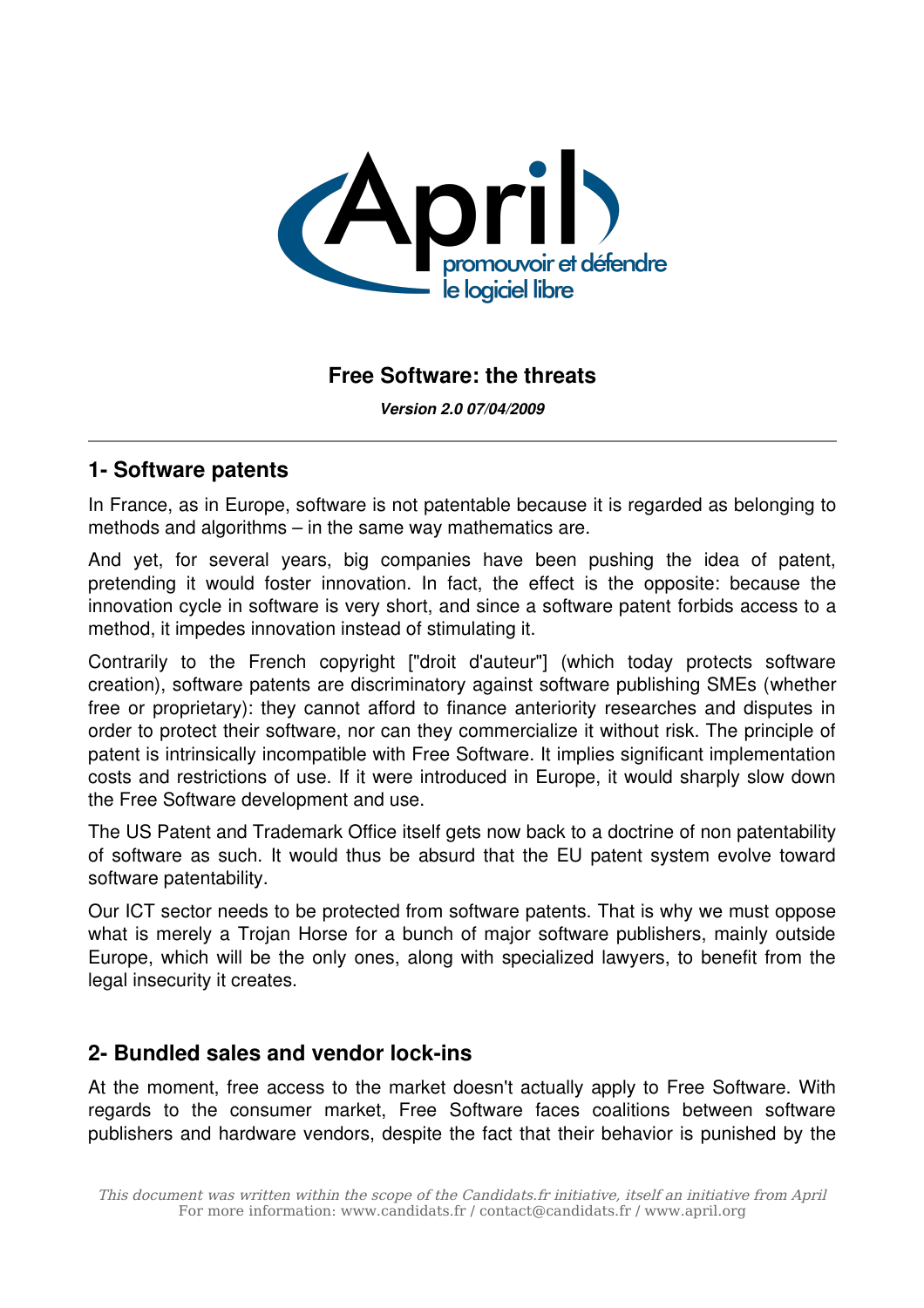# Free Software: the threats

***Version 2.0 07/04/2009***

## 1- Software patents

In France, as in Europe, software is not patentable because it is regarded as belonging to methods and algorithms – in the same way mathematics are.

And yet, for several years, big companies have been pushing the idea of patent, pretending it would foster innovation. In fact, the effect is the opposite: because the innovation cycle in software is very short, and since a software patent forbids access to a method, it impedes innovation instead of stimulating it.

Contrarily to the French copyright ["droit d'auteur"] (which today protects software creation), software patents are discriminatory against software publishing SMEs (whether free or proprietary): they cannot afford to finance anteriority researches and disputes in order to protect their software, nor can they commercialize it without risk. The principle of patent is intrinsically incompatible with Free Software. It implies significant implementation costs and restrictions of use. If it were introduced in Europe, it would sharply slow down the Free Software development and use.

The US Patent and Trademark Office itself gets now back to a doctrine of non patentability of software as such. It would thus be absurd that the EU patent system evolve toward software patentability.

Our ICT sector needs to be protected from software patents. That is why we must oppose what is merely a Trojan Horse for a bunch of major software publishers, mainly outside Europe, which will be the only ones, along with specialized lawyers, to benefit from the legal insecurity it creates.

## 2- Bundled sales and vendor lock-ins

At the moment, free access to the market doesn't actually apply to Free Software. With regards to the consumer market, Free Software faces coalitions between software publishers and hardware vendors, despite the fact that their behavior is punished by the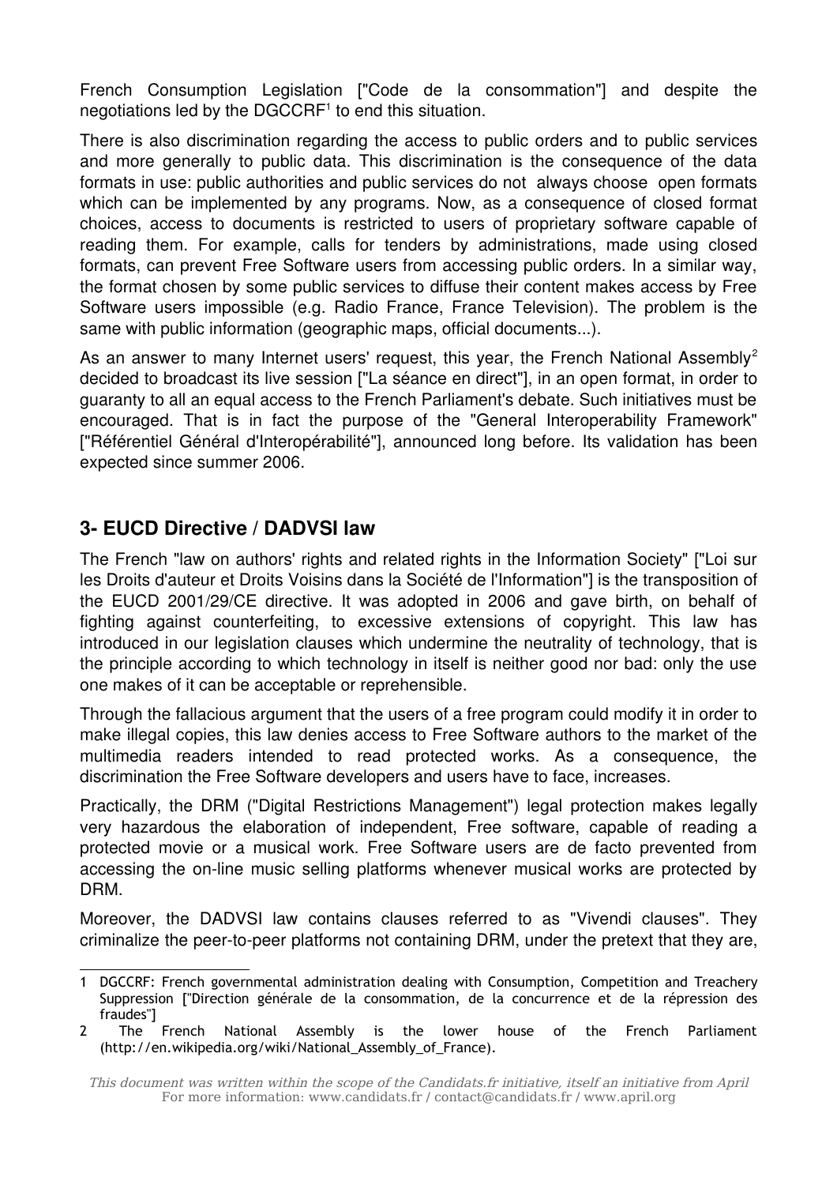French Consumption Legislation ["Code de la consommation"] and despite the negotiations led by the DGCCRF[1] to end this situation.

There is also discrimination regarding the access to public orders and to public services and more generally to public data. This discrimination is the consequence of the data formats in use: public authorities and public services do not always choose open formats which can be implemented by any programs. Now, as a consequence of closed format choices, access to documents is restricted to users of proprietary software capable of reading them. For example, calls for tenders by administrations, made using closed formats, can prevent Free Software users from accessing public orders. In a similar way, the format chosen by some public services to diffuse their content makes access by Free Software users impossible (e.g. Radio France, France Television). The problem is the same with public information (geographic maps, official documents...).

As an answer to many Internet users' request, this year, the French National Assembly[2] decided to broadcast its live session ["La séance en direct"], in an open format, in order to guaranty to all an equal access to the French Parliament's debate. Such initiatives must be encouraged. That is in fact the purpose of the "General Interoperability Framework" ["Référentiel Général d'Interopérabilité"], announced long before. Its validation has been expected since summer 2006.

## 3- EUCD Directive / DADVSI law

The French "law on authors' rights and related rights in the Information Society" ["Loi sur les Droits d'auteur et Droits Voisins dans la Société de l'Information"] is the transposition of the EUCD 2001/29/CE directive. It was adopted in 2006 and gave birth, on behalf of fighting against counterfeiting, to excessive extensions of copyright. This law has introduced in our legislation clauses which undermine the neutrality of technology, that is the principle according to which technology in itself is neither good nor bad: only the use one makes of it can be acceptable or reprehensible.

Through the fallacious argument that the users of a free program could modify it in order to make illegal copies, this law denies access to Free Software authors to the market of the multimedia readers intended to read protected works. As a consequence, the discrimination the Free Software developers and users have to face, increases.

Practically, the DRM ("Digital Restrictions Management") legal protection makes legally very hazardous the elaboration of independent, Free software, capable of reading a protected movie or a musical work. Free Software users are de facto prevented from accessing the on-line music selling platforms whenever musical works are protected by DRM.

Moreover, the DADVSI law contains clauses referred to as "Vivendi clauses". They criminalize the peer-to-peer platforms not containing DRM, under the pretext that they are,

---

[1] DGCCRF: French governmental administration dealing with Consumption, Competition and Treachery Suppression ["Direction générale de la consommation, de la concurrence et de la répression des fraudes"]

[2] The French National Assembly is the lower house of the French Parliament (http://en.wikipedia.org/wiki/National_Assembly_of_France).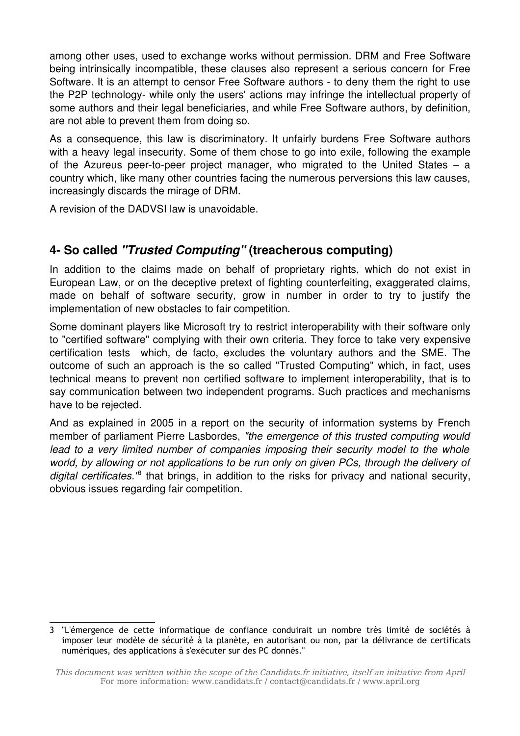among other uses, used to exchange works without permission. DRM and Free Software being intrinsically incompatible, these clauses also represent a serious concern for Free Software. It is an attempt to censor Free Software authors - to deny them the right to use the P2P technology- while only the users' actions may infringe the intellectual property of some authors and their legal beneficiaries, and while Free Software authors, by definition, are not able to prevent them from doing so.

As a consequence, this law is discriminatory. It unfairly burdens Free Software authors with a heavy legal insecurity. Some of them chose to go into exile, following the example of the Azureus peer-to-peer project manager, who migrated to the United States – a country which, like many other countries facing the numerous perversions this law causes, increasingly discards the mirage of DRM.

A revision of the DADVSI law is unavoidable.

## 4- So called *"Trusted Computing"* (treacherous computing)

In addition to the claims made on behalf of proprietary rights, which do not exist in European Law, or on the deceptive pretext of fighting counterfeiting, exaggerated claims, made on behalf of software security, grow in number in order to try to justify the implementation of new obstacles to fair competition.

Some dominant players like Microsoft try to restrict interoperability with their software only to "certified software" complying with their own criteria. They force to take very expensive certification tests which, de facto, excludes the voluntary authors and the SME. The outcome of such an approach is the so called "Trusted Computing" which, in fact, uses technical means to prevent non certified software to implement interoperability, that is to say communication between two independent programs. Such practices and mechanisms have to be rejected.

And as explained in 2005 in a report on the security of information systems by French member of parliament Pierre Lasbordes, *"the emergence of this trusted computing would lead to a very limited number of companies imposing their security model to the whole world, by allowing or not applications to be run only on given PCs, through the delivery of digital certificates."*[6] that brings, in addition to the risks for privacy and national security, obvious issues regarding fair competition.

---

3 "L'émergence de cette informatique de confiance conduirait un nombre très limité de sociétés à imposer leur modèle de sécurité à la planète, en autorisant ou non, par la délivrance de certificats numériques, des applications à s'exécuter sur des PC donnés."

*This document was written within the scope of the Candidats.fr initiative, itself an initiative from April*
For more information: www.candidats.fr / contact@candidats.fr / www.april.org